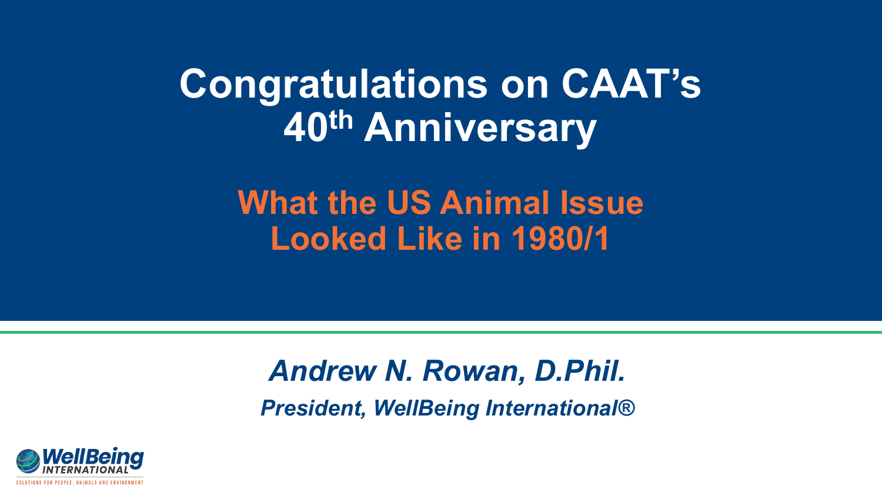# Congratulations on CAAT's 40th Anniversary

## What the US Animal Issue Looked Like in 1980/1

***Andrew N. Rowan, D.Phil.***

***President, WellBeing International®***

WellBeing INTERNATIONAL

SOLUTIONS FOR PEOPLE, ANIMALS AND ENVIRONMENT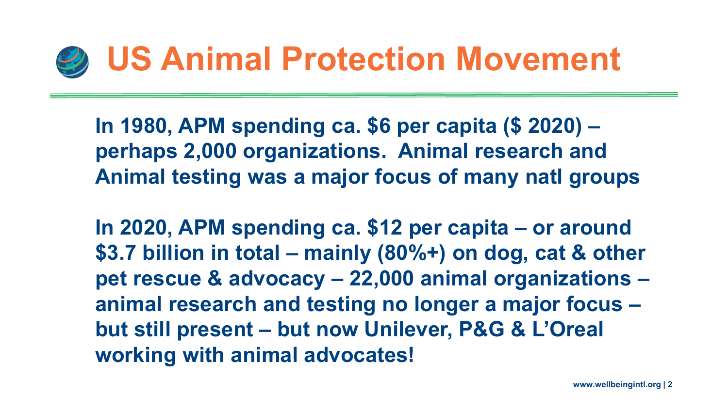# US Animal Protection Movement

**In 1980, APM spending ca. $6 per capita ($ 2020) – perhaps 2,000 organizations. Animal research and Animal testing was a major focus of many natl groups**

**In 2020, APM spending ca. $12 per capita – or around $3.7 billion in total – mainly (80%+) on dog, cat & other pet rescue & advocacy – 22,000 animal organizations – animal research and testing no longer a major focus – but still present – but now Unilever, P&G & L'Oreal working with animal advocates!**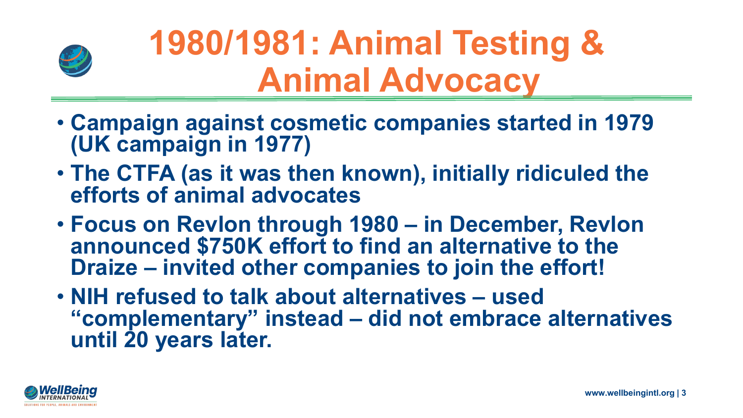# 1980/1981: Animal Testing & Animal Advocacy

- Campaign against cosmetic companies started in 1979 (UK campaign in 1977)
- The CTFA (as it was then known), initially ridiculed the efforts of animal advocates
- Focus on Revlon through 1980 – in December, Revlon announced $750K effort to find an alternative to the Draize – invited other companies to join the effort!
- NIH refused to talk about alternatives – used "complementary" instead – did not embrace alternatives until 20 years later.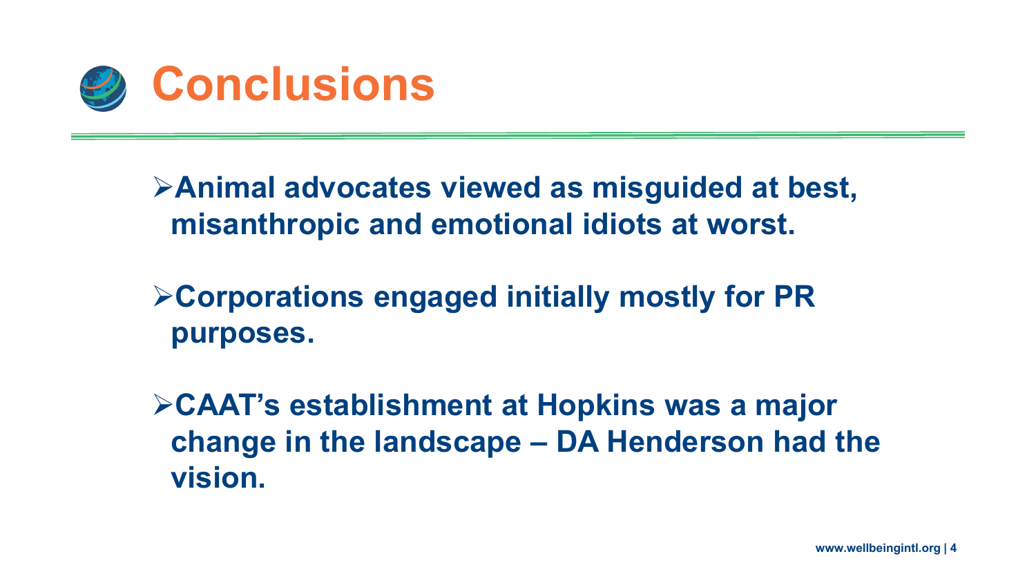# Conclusions

- **Animal advocates viewed as misguided at best, misanthropic and emotional idiots at worst.**
- **Corporations engaged initially mostly for PR purposes.**
- **CAAT's establishment at Hopkins was a major change in the landscape – DA Henderson had the vision.**